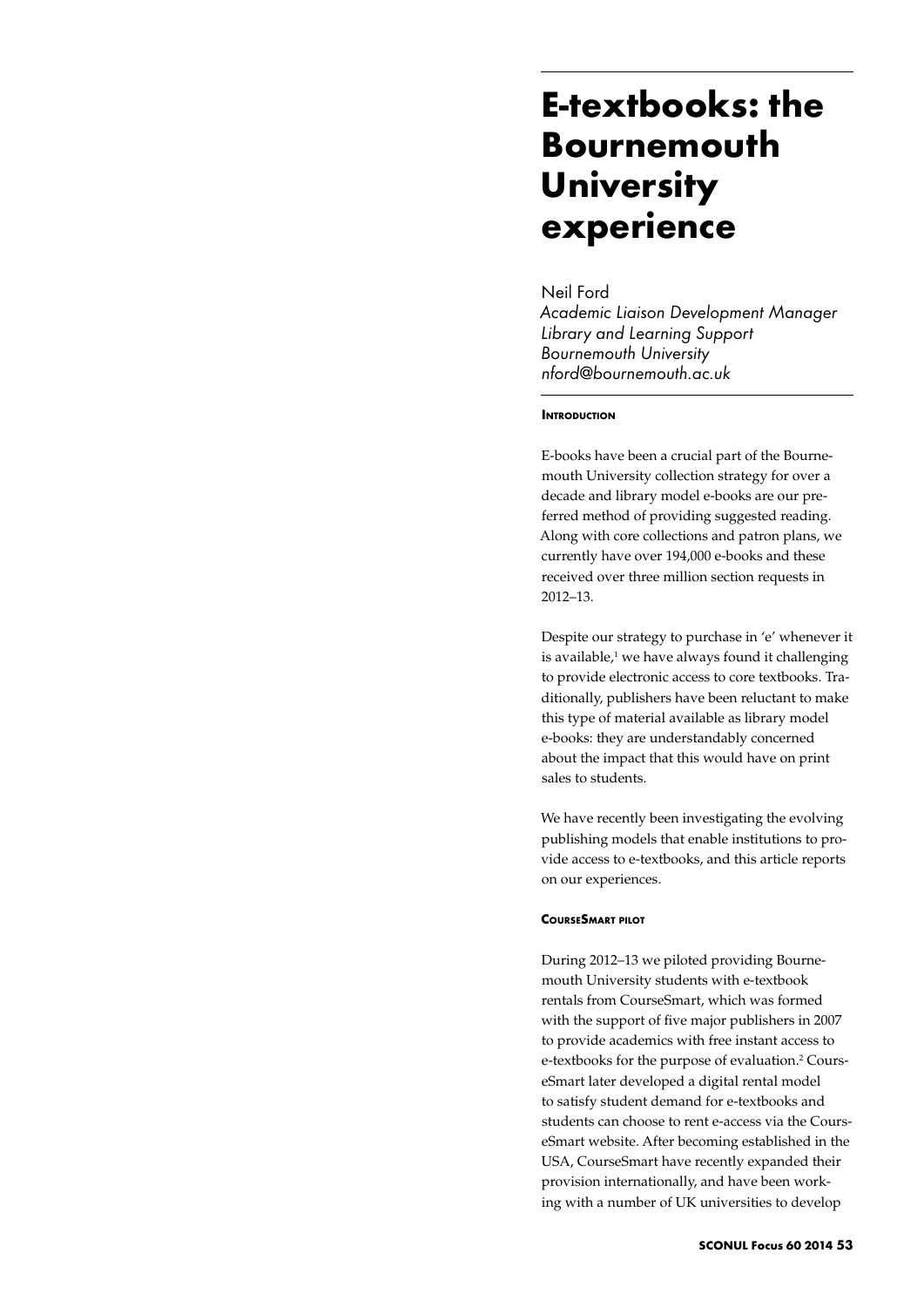# E-textbooks: the Bournemouth University experience

Neil Ford
*Academic Liaison Development Manager*
*Library and Learning Support*
*Bournemouth University*
*nford@bournemouth.ac.uk*

## Introduction

E-books have been a crucial part of the Bournemouth University collection strategy for over a decade and library model e-books are our preferred method of providing suggested reading. Along with core collections and patron plans, we currently have over 194,000 e-books and these received over three million section requests in 2012–13.

Despite our strategy to purchase in 'e' whenever it is available,[1] we have always found it challenging to provide electronic access to core textbooks. Traditionally, publishers have been reluctant to make this type of material available as library model e-books: they are understandably concerned about the impact that this would have on print sales to students.

We have recently been investigating the evolving publishing models that enable institutions to provide access to e-textbooks, and this article reports on our experiences.

## CourseSmart pilot

During 2012–13 we piloted providing Bournemouth University students with e-textbook rentals from CourseSmart, which was formed with the support of five major publishers in 2007 to provide academics with free instant access to e-textbooks for the purpose of evaluation.[2] CourseSmart later developed a digital rental model to satisfy student demand for e-textbooks and students can choose to rent e-access via the CourseSmart website. After becoming established in the USA, CourseSmart have recently expanded their provision internationally, and have been working with a number of UK universities to develop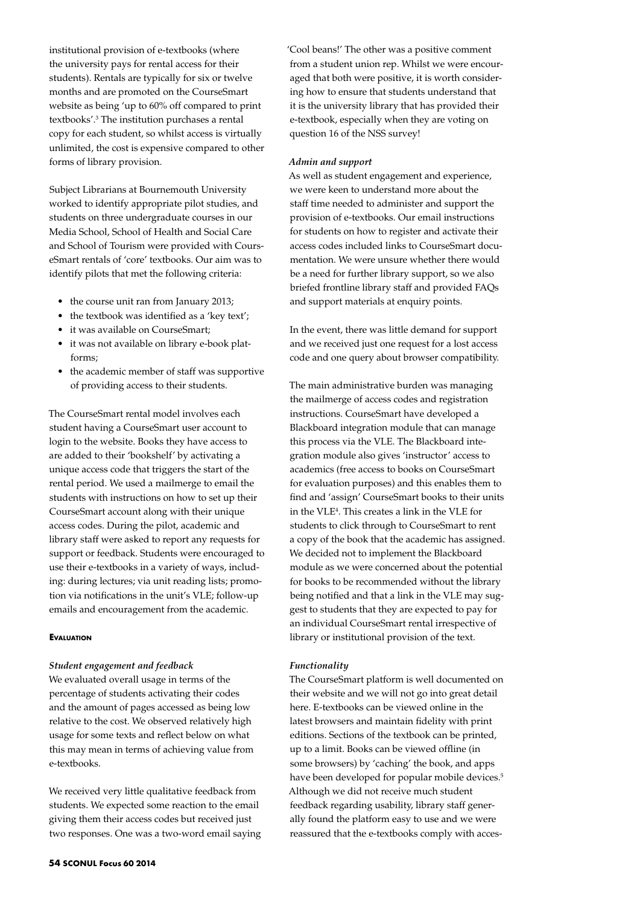institutional provision of e-textbooks (where the university pays for rental access for their students). Rentals are typically for six or twelve months and are promoted on the CourseSmart website as being 'up to 60% off compared to print textbooks'.[3] The institution purchases a rental copy for each student, so whilst access is virtually unlimited, the cost is expensive compared to other forms of library provision.

Subject Librarians at Bournemouth University worked to identify appropriate pilot studies, and students on three undergraduate courses in our Media School, School of Health and Social Care and School of Tourism were provided with CourseSmart rentals of 'core' textbooks. Our aim was to identify pilots that met the following criteria:

- the course unit ran from January 2013;
- the textbook was identified as a 'key text';
- it was available on CourseSmart;
- it was not available on library e-book platforms;
- the academic member of staff was supportive of providing access to their students.

The CourseSmart rental model involves each student having a CourseSmart user account to login to the website. Books they have access to are added to their 'bookshelf' by activating a unique access code that triggers the start of the rental period. We used a mailmerge to email the students with instructions on how to set up their CourseSmart account along with their unique access codes. During the pilot, academic and library staff were asked to report any requests for support or feedback. Students were encouraged to use their e-textbooks in a variety of ways, including: during lectures; via unit reading lists; promotion via notifications in the unit's VLE; follow-up emails and encouragement from the academic.

## Evaluation

### *Student engagement and feedback*

We evaluated overall usage in terms of the percentage of students activating their codes and the amount of pages accessed as being low relative to the cost. We observed relatively high usage for some texts and reflect below on what this may mean in terms of achieving value from e-textbooks.

We received very little qualitative feedback from students. We expected some reaction to the email giving them their access codes but received just two responses. One was a two-word email saying 'Cool beans!' The other was a positive comment from a student union rep. Whilst we were encouraged that both were positive, it is worth considering how to ensure that students understand that it is the university library that has provided their e-textbook, especially when they are voting on question 16 of the NSS survey!

### *Admin and support*

As well as student engagement and experience, we were keen to understand more about the staff time needed to administer and support the provision of e-textbooks. Our email instructions for students on how to register and activate their access codes included links to CourseSmart documentation. We were unsure whether there would be a need for further library support, so we also briefed frontline library staff and provided FAQs and support materials at enquiry points.

In the event, there was little demand for support and we received just one request for a lost access code and one query about browser compatibility.

The main administrative burden was managing the mailmerge of access codes and registration instructions. CourseSmart have developed a Blackboard integration module that can manage this process via the VLE. The Blackboard integration module also gives 'instructor' access to academics (free access to books on CourseSmart for evaluation purposes) and this enables them to find and 'assign' CourseSmart books to their units in the VLE[4]. This creates a link in the VLE for students to click through to CourseSmart to rent a copy of the book that the academic has assigned. We decided not to implement the Blackboard module as we were concerned about the potential for books to be recommended without the library being notified and that a link in the VLE may suggest to students that they are expected to pay for an individual CourseSmart rental irrespective of library or institutional provision of the text.

### *Functionality*

The CourseSmart platform is well documented on their website and we will not go into great detail here. E-textbooks can be viewed online in the latest browsers and maintain fidelity with print editions. Sections of the textbook can be printed, up to a limit. Books can be viewed offline (in some browsers) by 'caching' the book, and apps have been developed for popular mobile devices.[5] Although we did not receive much student feedback regarding usability, library staff generally found the platform easy to use and we were reassured that the e-textbooks comply with acces-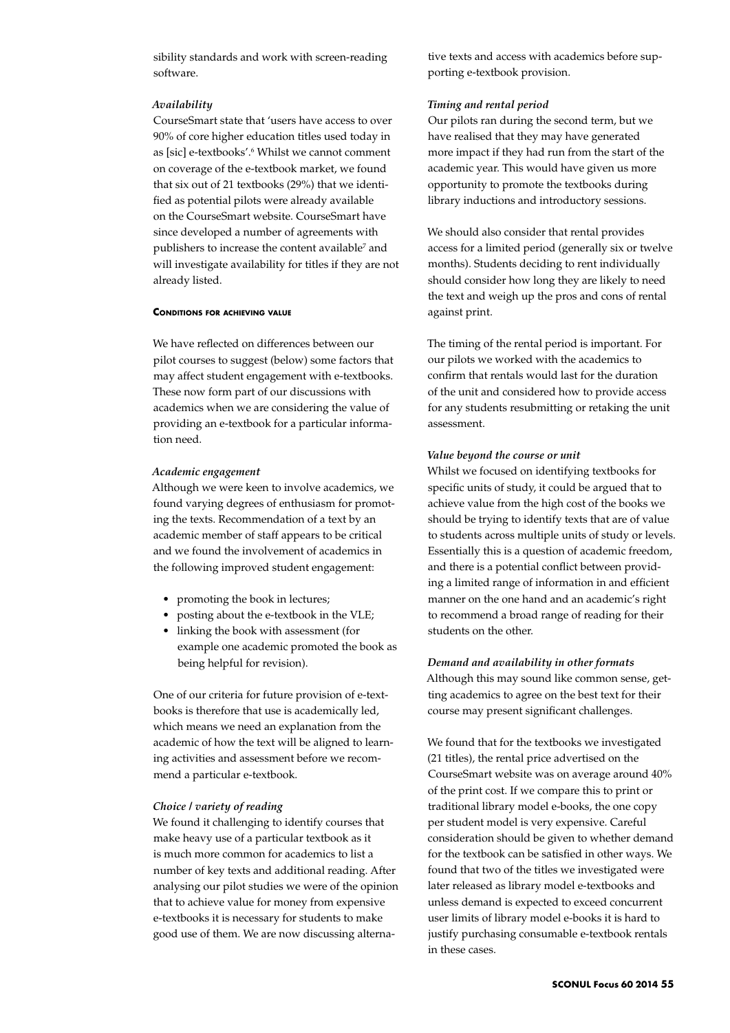sibility standards and work with screen-reading software.

*Availability*

CourseSmart state that 'users have access to over 90% of core higher education titles used today in as [sic] e-textbooks'.[6] Whilst we cannot comment on coverage of the e-textbook market, we found that six out of 21 textbooks (29%) that we identified as potential pilots were already available on the CourseSmart website. CourseSmart have since developed a number of agreements with publishers to increase the content available[7] and will investigate availability for titles if they are not already listed.

#### Conditions for achieving value

We have reflected on differences between our pilot courses to suggest (below) some factors that may affect student engagement with e-textbooks. These now form part of our discussions with academics when we are considering the value of providing an e-textbook for a particular information need.

*Academic engagement*

Although we were keen to involve academics, we found varying degrees of enthusiasm for promoting the texts. Recommendation of a text by an academic member of staff appears to be critical and we found the involvement of academics in the following improved student engagement:

- promoting the book in lectures;
- posting about the e-textbook in the VLE;
- linking the book with assessment (for example one academic promoted the book as being helpful for revision).

One of our criteria for future provision of e-textbooks is therefore that use is academically led, which means we need an explanation from the academic of how the text will be aligned to learning activities and assessment before we recommend a particular e-textbook.

*Choice / variety of reading*

We found it challenging to identify courses that make heavy use of a particular textbook as it is much more common for academics to list a number of key texts and additional reading. After analysing our pilot studies we were of the opinion that to achieve value for money from expensive e-textbooks it is necessary for students to make good use of them. We are now discussing alternative texts and access with academics before supporting e-textbook provision.

*Timing and rental period*

Our pilots ran during the second term, but we have realised that they may have generated more impact if they had run from the start of the academic year. This would have given us more opportunity to promote the textbooks during library inductions and introductory sessions.

We should also consider that rental provides access for a limited period (generally six or twelve months). Students deciding to rent individually should consider how long they are likely to need the text and weigh up the pros and cons of rental against print.

The timing of the rental period is important. For our pilots we worked with the academics to confirm that rentals would last for the duration of the unit and considered how to provide access for any students resubmitting or retaking the unit assessment.

*Value beyond the course or unit*

Whilst we focused on identifying textbooks for specific units of study, it could be argued that to achieve value from the high cost of the books we should be trying to identify texts that are of value to students across multiple units of study or levels. Essentially this is a question of academic freedom, and there is a potential conflict between providing a limited range of information in and efficient manner on the one hand and an academic's right to recommend a broad range of reading for their students on the other.

*Demand and availability in other formats*

Although this may sound like common sense, getting academics to agree on the best text for their course may present significant challenges.

We found that for the textbooks we investigated (21 titles), the rental price advertised on the CourseSmart website was on average around 40% of the print cost. If we compare this to print or traditional library model e-books, the one copy per student model is very expensive. Careful consideration should be given to whether demand for the textbook can be satisfied in other ways. We found that two of the titles we investigated were later released as library model e-textbooks and unless demand is expected to exceed concurrent user limits of library model e-books it is hard to justify purchasing consumable e-textbook rentals in these cases.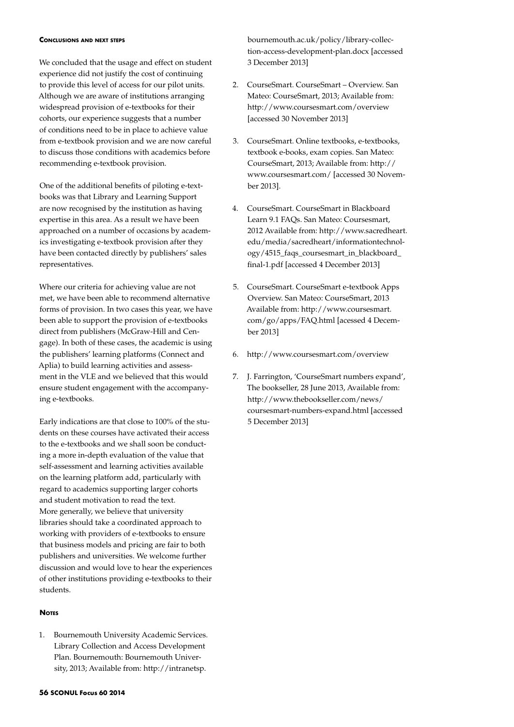## Conclusions and next steps

We concluded that the usage and effect on student experience did not justify the cost of continuing to provide this level of access for our pilot units. Although we are aware of institutions arranging widespread provision of e-textbooks for their cohorts, our experience suggests that a number of conditions need to be in place to achieve value from e-textbook provision and we are now careful to discuss those conditions with academics before recommending e-textbook provision.

One of the additional benefits of piloting e-textbooks was that Library and Learning Support are now recognised by the institution as having expertise in this area. As a result we have been approached on a number of occasions by academics investigating e-textbook provision after they have been contacted directly by publishers' sales representatives.

Where our criteria for achieving value are not met, we have been able to recommend alternative forms of provision. In two cases this year, we have been able to support the provision of e-textbooks direct from publishers (McGraw-Hill and Cengage). In both of these cases, the academic is using the publishers' learning platforms (Connect and Aplia) to build learning activities and assessment in the VLE and we believed that this would ensure student engagement with the accompanying e-textbooks.

Early indications are that close to 100% of the students on these courses have activated their access to the e-textbooks and we shall soon be conducting a more in-depth evaluation of the value that self-assessment and learning activities available on the learning platform add, particularly with regard to academics supporting larger cohorts and student motivation to read the text.
More generally, we believe that university libraries should take a coordinated approach to working with providers of e-textbooks to ensure that business models and pricing are fair to both publishers and universities. We welcome further discussion and would love to hear the experiences of other institutions providing e-textbooks to their students.

## Notes

1. Bournemouth University Academic Services. Library Collection and Access Development Plan. Bournemouth: Bournemouth University, 2013; Available from: http://intranetsp.bournemouth.ac.uk/policy/library-collection-access-development-plan.docx [accessed 3 December 2013]
2. CourseSmart. CourseSmart – Overview. San Mateo: CourseSmart, 2013; Available from: http://www.coursesmart.com/overview [accessed 30 November 2013]
3. CourseSmart. Online textbooks, e-textbooks, textbook e-books, exam copies. San Mateo: CourseSmart, 2013; Available from: http://www.coursesmart.com/ [accessed 30 November 2013].
4. CourseSmart. CourseSmart in Blackboard Learn 9.1 FAQs. San Mateo: Coursesmart, 2012 Available from: http://www.sacredheart.edu/media/sacredheart/informationtechnology/4515_faqs_coursesmart_in_blackboard_final-1.pdf [accessed 4 December 2013]
5. CourseSmart. CourseSmart e-textbook Apps Overview. San Mateo: CourseSmart, 2013 Available from: http://www.coursesmart.com/go/apps/FAQ.html [acessed 4 December 2013]
6. http://www.coursesmart.com/overview
7. J. Farrington, 'CourseSmart numbers expand', The bookseller, 28 June 2013, Available from: http://www.thebookseller.com/news/coursesmart-numbers-expand.html [accessed 5 December 2013]